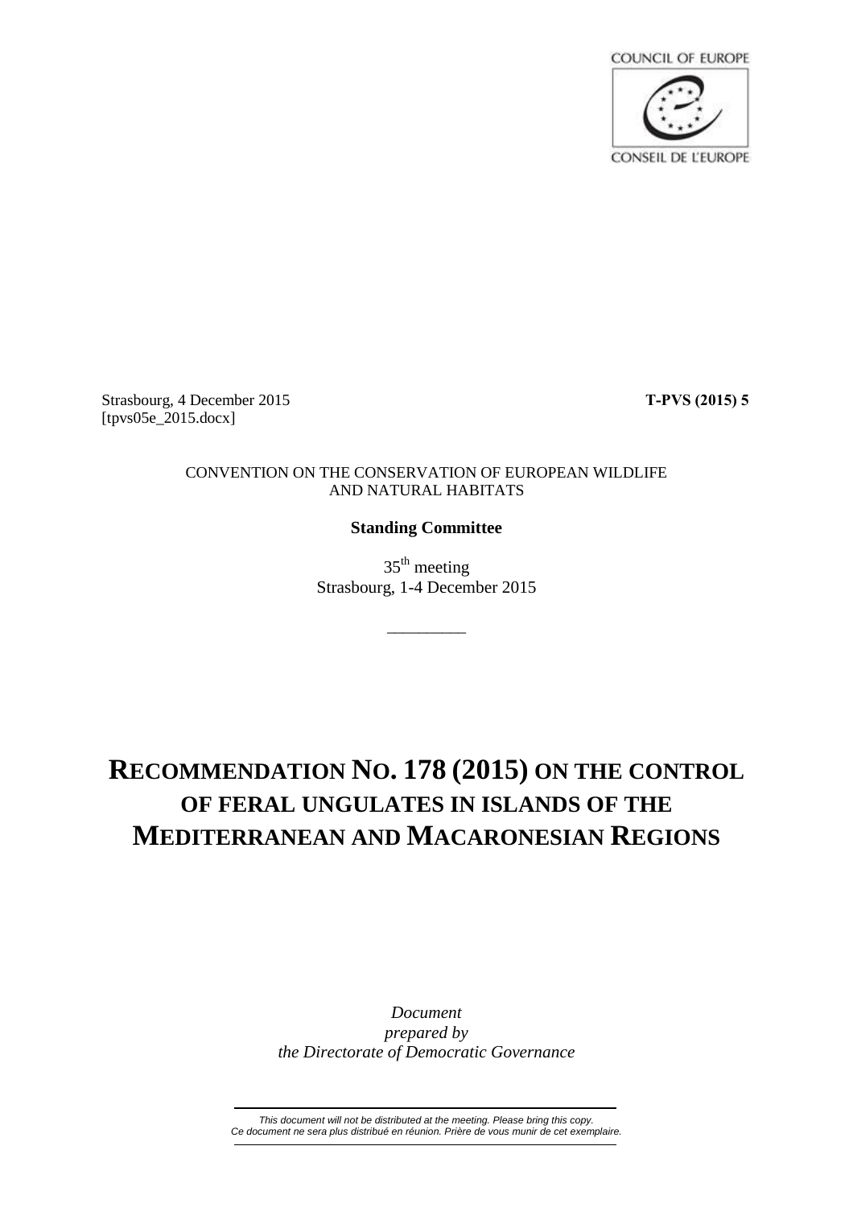COUNCIL OF EUROPE

CONSEIL DE L'EUROPE

Strasbourg, 4 December 2015 **T-PVS (2015) 5**
[tpvs05e_2015.docx]

CONVENTION ON THE CONSERVATION OF EUROPEAN WILDLIFE AND NATURAL HABITATS

**Standing Committee**

35th meeting
Strasbourg, 1-4 December 2015

---

# RECOMMENDATION NO. 178 (2015) ON THE CONTROL OF FERAL UNGULATES IN ISLANDS OF THE MEDITERRANEAN AND MACARONESIAN REGIONS

*Document prepared by the Directorate of Democratic Governance*

---

*This document will not be distributed at the meeting. Please bring this copy.*
*Ce document ne sera plus distribué en réunion. Prière de vous munir de cet exemplaire.*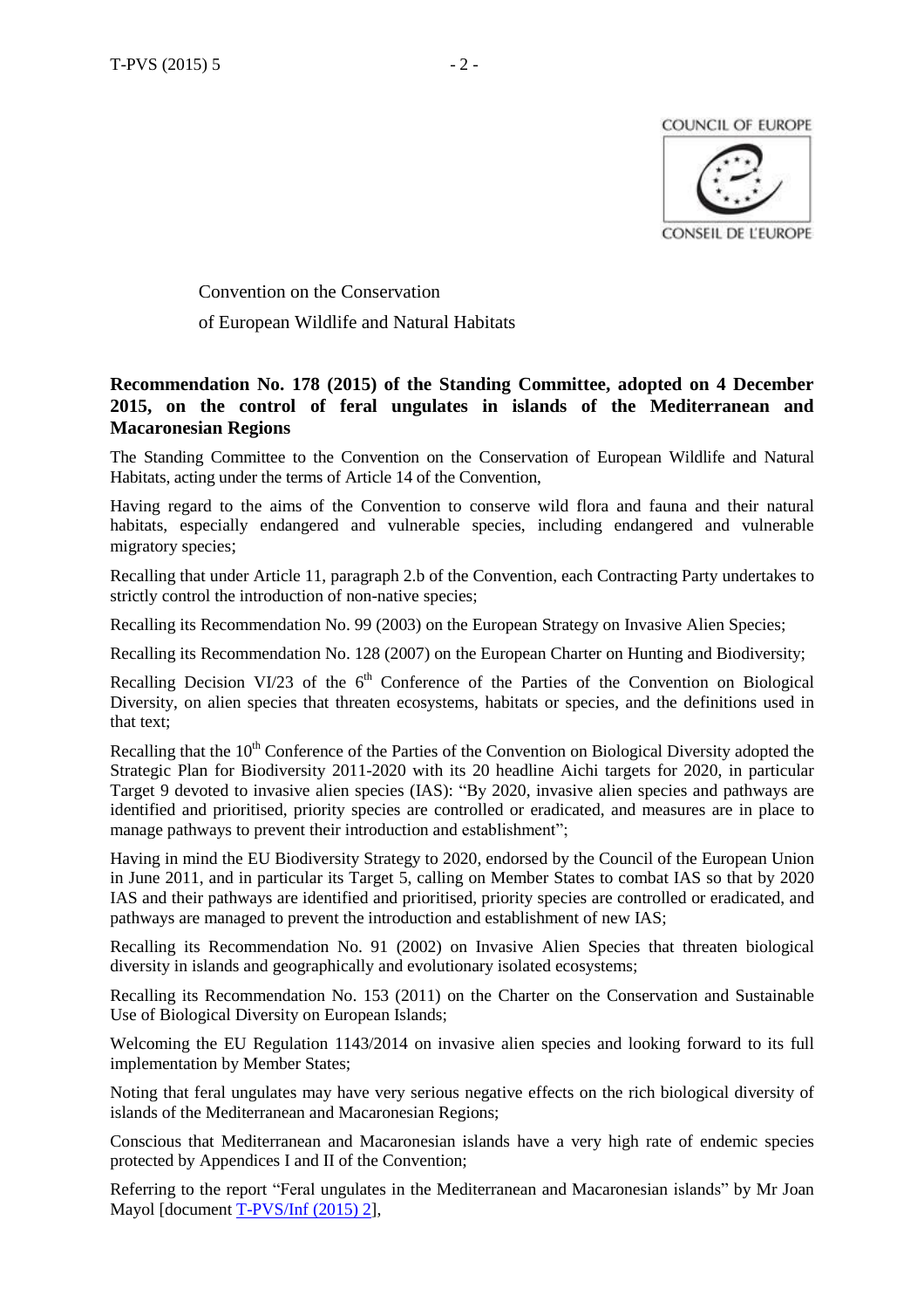Convention on the Conservation
of European Wildlife and Natural Habitats

**Recommendation No. 178 (2015) of the Standing Committee, adopted on 4 December 2015, on the control of feral ungulates in islands of the Mediterranean and Macaronesian Regions**

The Standing Committee to the Convention on the Conservation of European Wildlife and Natural Habitats, acting under the terms of Article 14 of the Convention,

Having regard to the aims of the Convention to conserve wild flora and fauna and their natural habitats, especially endangered and vulnerable species, including endangered and vulnerable migratory species;

Recalling that under Article 11, paragraph 2.b of the Convention, each Contracting Party undertakes to strictly control the introduction of non-native species;

Recalling its Recommendation No. 99 (2003) on the European Strategy on Invasive Alien Species;

Recalling its Recommendation No. 128 (2007) on the European Charter on Hunting and Biodiversity;

Recalling Decision VI/23 of the 6th Conference of the Parties of the Convention on Biological Diversity, on alien species that threaten ecosystems, habitats or species, and the definitions used in that text;

Recalling that the 10th Conference of the Parties of the Convention on Biological Diversity adopted the Strategic Plan for Biodiversity 2011-2020 with its 20 headline Aichi targets for 2020, in particular Target 9 devoted to invasive alien species (IAS): "By 2020, invasive alien species and pathways are identified and prioritised, priority species are controlled or eradicated, and measures are in place to manage pathways to prevent their introduction and establishment";

Having in mind the EU Biodiversity Strategy to 2020, endorsed by the Council of the European Union in June 2011, and in particular its Target 5, calling on Member States to combat IAS so that by 2020 IAS and their pathways are identified and prioritised, priority species are controlled or eradicated, and pathways are managed to prevent the introduction and establishment of new IAS;

Recalling its Recommendation No. 91 (2002) on Invasive Alien Species that threaten biological diversity in islands and geographically and evolutionary isolated ecosystems;

Recalling its Recommendation No. 153 (2011) on the Charter on the Conservation and Sustainable Use of Biological Diversity on European Islands;

Welcoming the EU Regulation 1143/2014 on invasive alien species and looking forward to its full implementation by Member States;

Noting that feral ungulates may have very serious negative effects on the rich biological diversity of islands of the Mediterranean and Macaronesian Regions;

Conscious that Mediterranean and Macaronesian islands have a very high rate of endemic species protected by Appendices I and II of the Convention;

Referring to the report "Feral ungulates in the Mediterranean and Macaronesian islands" by Mr Joan Mayol [document T-PVS/Inf (2015) 2],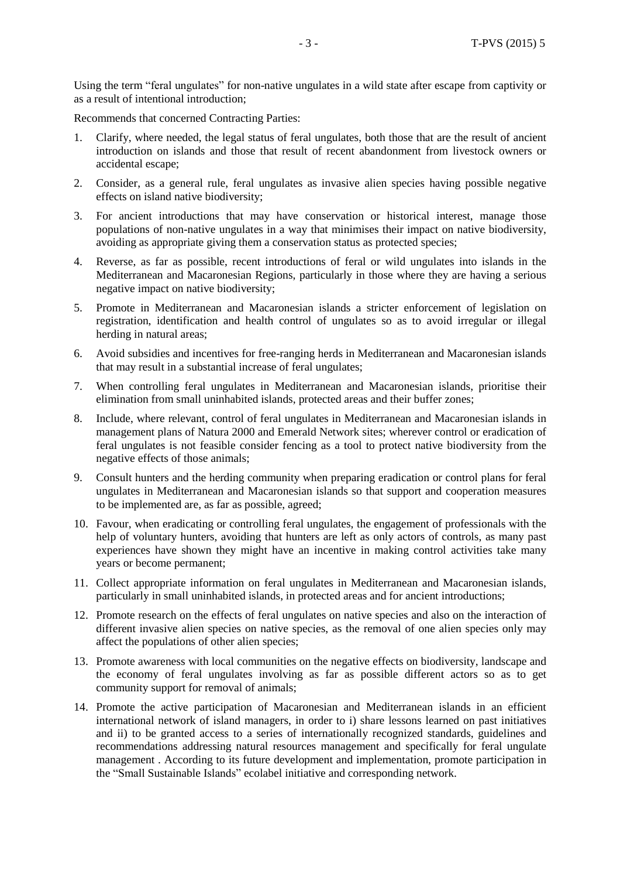Using the term "feral ungulates" for non-native ungulates in a wild state after escape from captivity or as a result of intentional introduction;

Recommends that concerned Contracting Parties:

1. Clarify, where needed, the legal status of feral ungulates, both those that are the result of ancient introduction on islands and those that result of recent abandonment from livestock owners or accidental escape;
2. Consider, as a general rule, feral ungulates as invasive alien species having possible negative effects on island native biodiversity;
3. For ancient introductions that may have conservation or historical interest, manage those populations of non-native ungulates in a way that minimises their impact on native biodiversity, avoiding as appropriate giving them a conservation status as protected species;
4. Reverse, as far as possible, recent introductions of feral or wild ungulates into islands in the Mediterranean and Macaronesian Regions, particularly in those where they are having a serious negative impact on native biodiversity;
5. Promote in Mediterranean and Macaronesian islands a stricter enforcement of legislation on registration, identification and health control of ungulates so as to avoid irregular or illegal herding in natural areas;
6. Avoid subsidies and incentives for free-ranging herds in Mediterranean and Macaronesian islands that may result in a substantial increase of feral ungulates;
7. When controlling feral ungulates in Mediterranean and Macaronesian islands, prioritise their elimination from small uninhabited islands, protected areas and their buffer zones;
8. Include, where relevant, control of feral ungulates in Mediterranean and Macaronesian islands in management plans of Natura 2000 and Emerald Network sites; wherever control or eradication of feral ungulates is not feasible consider fencing as a tool to protect native biodiversity from the negative effects of those animals;
9. Consult hunters and the herding community when preparing eradication or control plans for feral ungulates in Mediterranean and Macaronesian islands so that support and cooperation measures to be implemented are, as far as possible, agreed;
10. Favour, when eradicating or controlling feral ungulates, the engagement of professionals with the help of voluntary hunters, avoiding that hunters are left as only actors of controls, as many past experiences have shown they might have an incentive in making control activities take many years or become permanent;
11. Collect appropriate information on feral ungulates in Mediterranean and Macaronesian islands, particularly in small uninhabited islands, in protected areas and for ancient introductions;
12. Promote research on the effects of feral ungulates on native species and also on the interaction of different invasive alien species on native species, as the removal of one alien species only may affect the populations of other alien species;
13. Promote awareness with local communities on the negative effects on biodiversity, landscape and the economy of feral ungulates involving as far as possible different actors so as to get community support for removal of animals;
14. Promote the active participation of Macaronesian and Mediterranean islands in an efficient international network of island managers, in order to i) share lessons learned on past initiatives and ii) to be granted access to a series of internationally recognized standards, guidelines and recommendations addressing natural resources management and specifically for feral ungulate management . According to its future development and implementation, promote participation in the "Small Sustainable Islands" ecolabel initiative and corresponding network.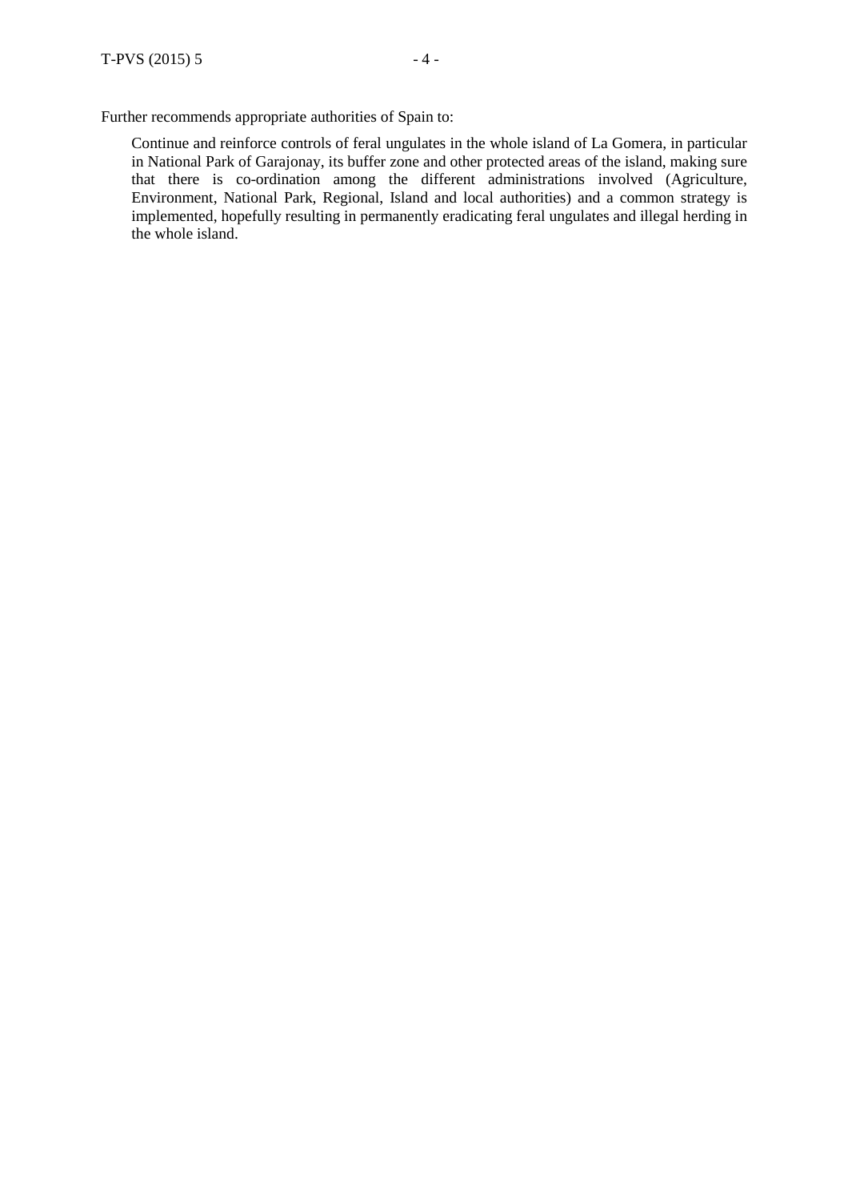Further recommends appropriate authorities of Spain to:

Continue and reinforce controls of feral ungulates in the whole island of La Gomera, in particular in National Park of Garajonay, its buffer zone and other protected areas of the island, making sure that there is co-ordination among the different administrations involved (Agriculture, Environment, National Park, Regional, Island and local authorities) and a common strategy is implemented, hopefully resulting in permanently eradicating feral ungulates and illegal herding in the whole island.